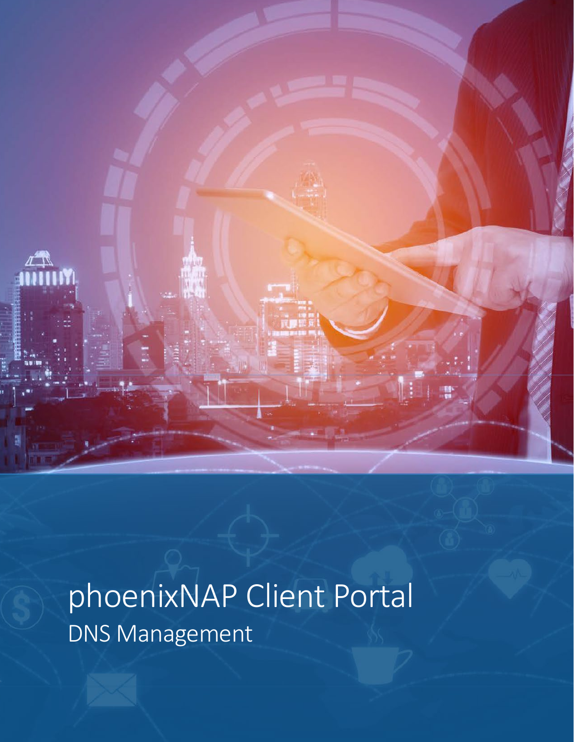# phoenixNAP Client Portal

## DNS Management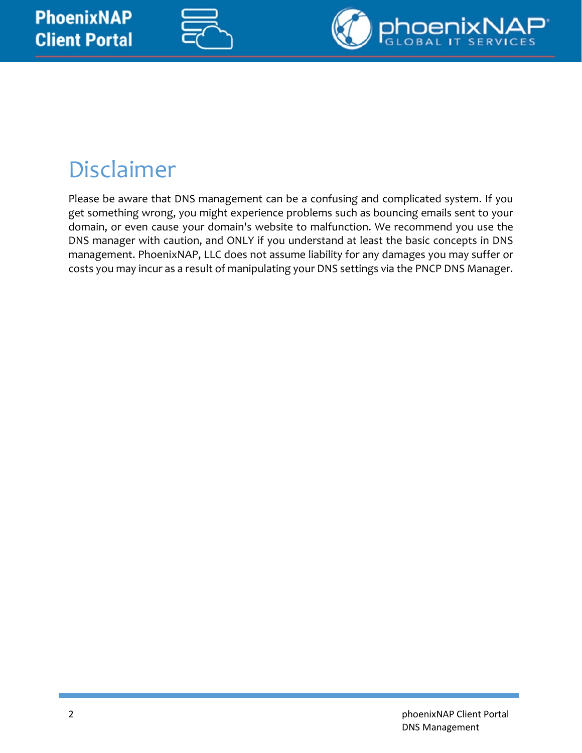# Disclaimer

Please be aware that DNS management can be a confusing and complicated system. If you get something wrong, you might experience problems such as bouncing emails sent to your domain, or even cause your domain's website to malfunction. We recommend you use the DNS manager with caution, and ONLY if you understand at least the basic concepts in DNS management. PhoenixNAP, LLC does not assume liability for any damages you may suffer or costs you may incur as a result of manipulating your DNS settings via the PNCP DNS Manager.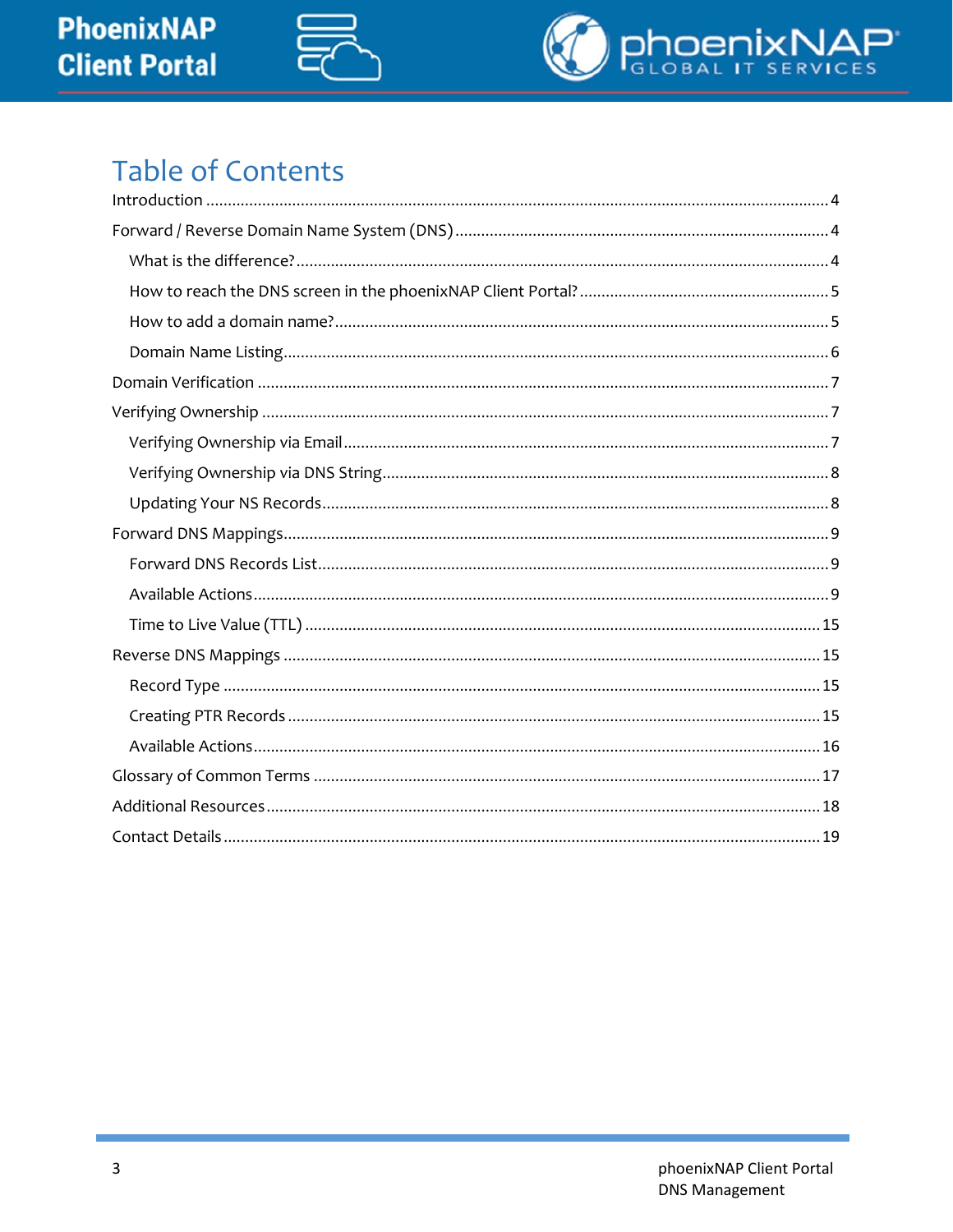# Table of Contents

Introduction ..... 4

Forward / Reverse Domain Name System (DNS) ..... 4

- What is the difference? ..... 4
- How to reach the DNS screen in the phoenixNAP Client Portal? ..... 5
- How to add a domain name? ..... 5
- Domain Name Listing ..... 6

Domain Verification ..... 7

Verifying Ownership ..... 7

- Verifying Ownership via Email ..... 7
- Verifying Ownership via DNS String ..... 8
- Updating Your NS Records ..... 8

Forward DNS Mappings ..... 9

- Forward DNS Records List ..... 9
- Available Actions ..... 9
- Time to Live Value (TTL) ..... 15

Reverse DNS Mappings ..... 15

- Record Type ..... 15
- Creating PTR Records ..... 15
- Available Actions ..... 16

Glossary of Common Terms ..... 17

Additional Resources ..... 18

Contact Details ..... 19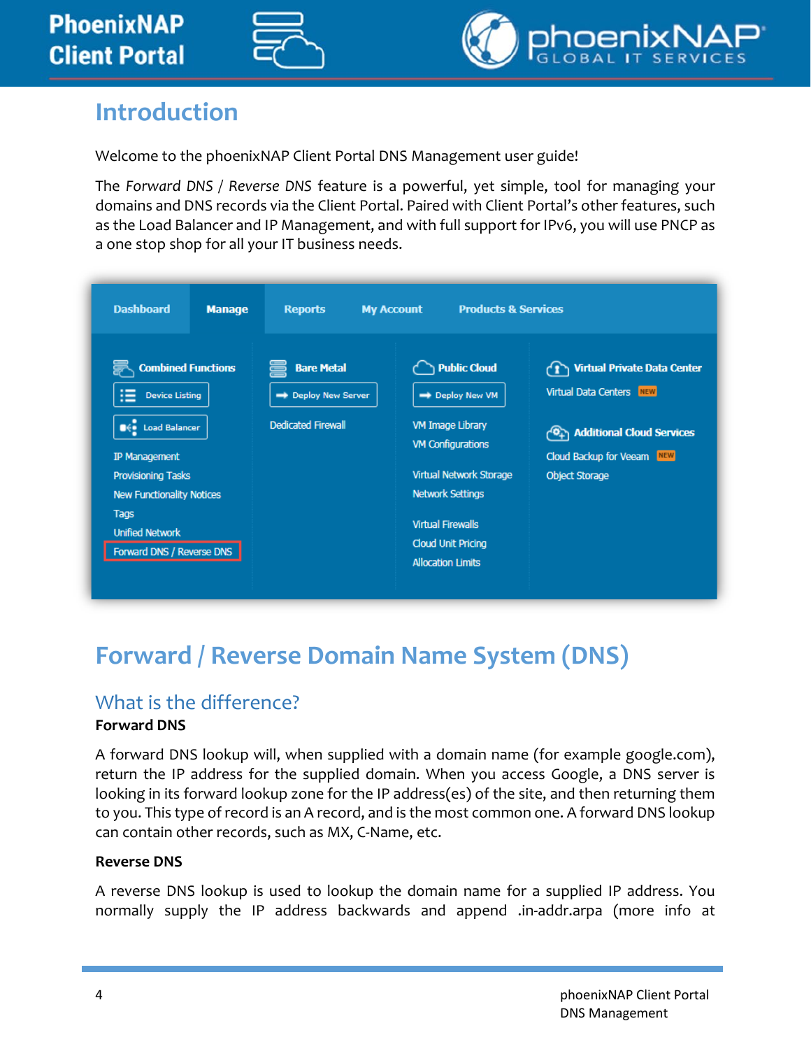## Introduction

Welcome to the phoenixNAP Client Portal DNS Management user guide!

The *Forward DNS / Reverse DNS* feature is a powerful, yet simple, tool for managing your domains and DNS records via the Client Portal. Paired with Client Portal's other features, such as the Load Balancer and IP Management, and with full support for IPv6, you will use PNCP as a one stop shop for all your IT business needs.

## Forward / Reverse Domain Name System (DNS)

### What is the difference?

**Forward DNS**

A forward DNS lookup will, when supplied with a domain name (for example google.com), return the IP address for the supplied domain. When you access Google, a DNS server is looking in its forward lookup zone for the IP address(es) of the site, and then returning them to you. This type of record is an A record, and is the most common one. A forward DNS lookup can contain other records, such as MX, C-Name, etc.

**Reverse DNS**

A reverse DNS lookup is used to lookup the domain name for a supplied IP address. You normally supply the IP address backwards and append .in-addr.arpa (more info at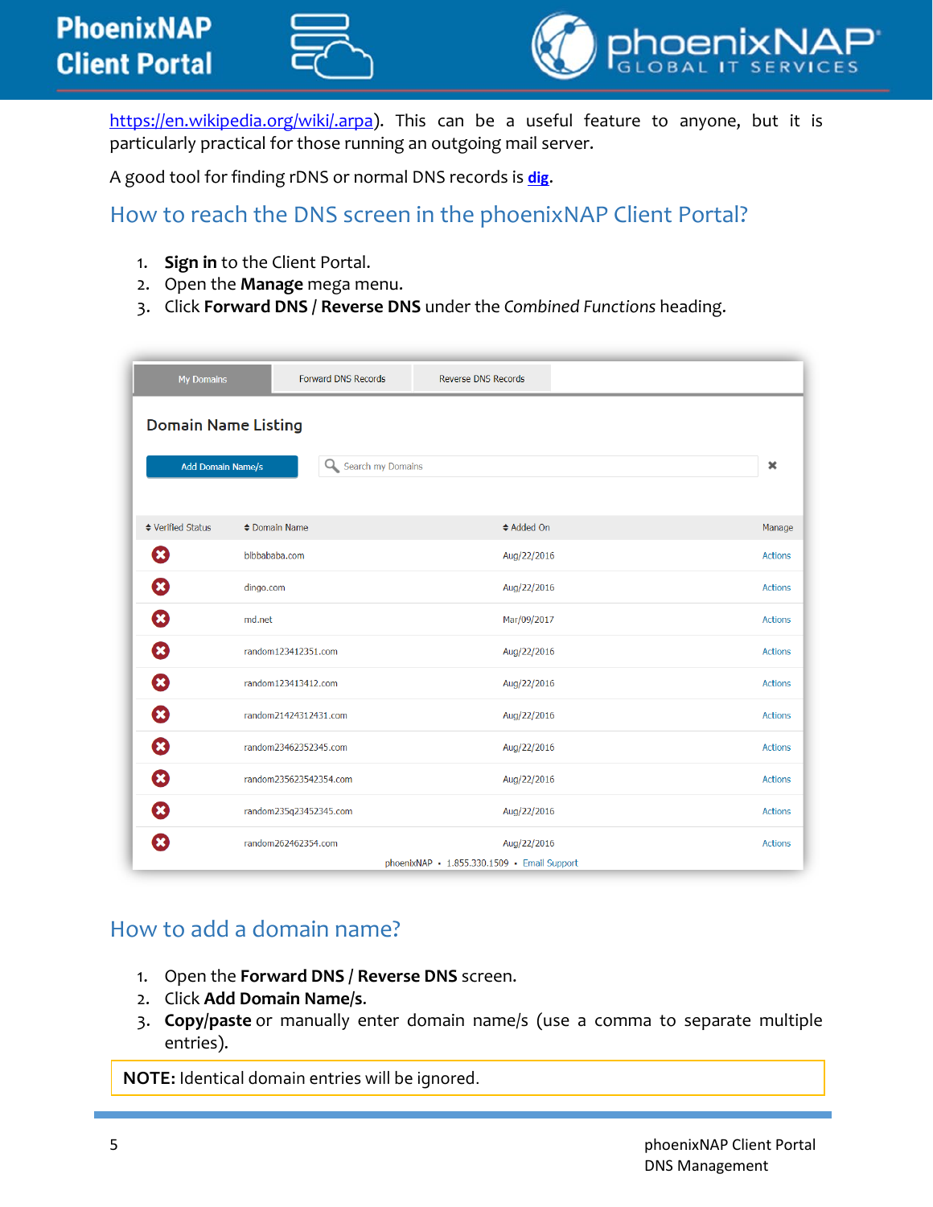https://en.wikipedia.org/wiki/.arpa). This can be a useful feature to anyone, but it is particularly practical for those running an outgoing mail server.

A good tool for finding rDNS or normal DNS records is **dig**.

## How to reach the DNS screen in the phoenixNAP Client Portal?

1. **Sign in** to the Client Portal.
2. Open the **Manage** mega menu.
3. Click **Forward DNS / Reverse DNS** under the *Combined Functions* heading.

My Domains | Forward DNS Records | Reverse DNS Records

**Domain Name Listing**

Add Domain Name/s | Search my Domains

| Verified Status | Domain Name | Added On | Manage |
|---|---|---|---|
| ✖ | blbbababa.com | Aug/22/2016 | Actions |
| ✖ | dingo.com | Aug/22/2016 | Actions |
| ✖ | md.net | Mar/09/2017 | Actions |
| ✖ | random123412351.com | Aug/22/2016 | Actions |
| ✖ | random123413412.com | Aug/22/2016 | Actions |
| ✖ | random21424312431.com | Aug/22/2016 | Actions |
| ✖ | random23462352345.com | Aug/22/2016 | Actions |
| ✖ | random235623542354.com | Aug/22/2016 | Actions |
| ✖ | random235q23452345.com | Aug/22/2016 | Actions |
| ✖ | random262462354.com | Aug/22/2016 | Actions |

phoenixNAP • 1.855.330.1509 • Email Support

## How to add a domain name?

1. Open the **Forward DNS** / **Reverse DNS** screen.
2. Click **Add Domain Name/s.**
3. **Copy/paste** or manually enter domain name/s (use a comma to separate multiple entries).

**NOTE:** Identical domain entries will be ignored.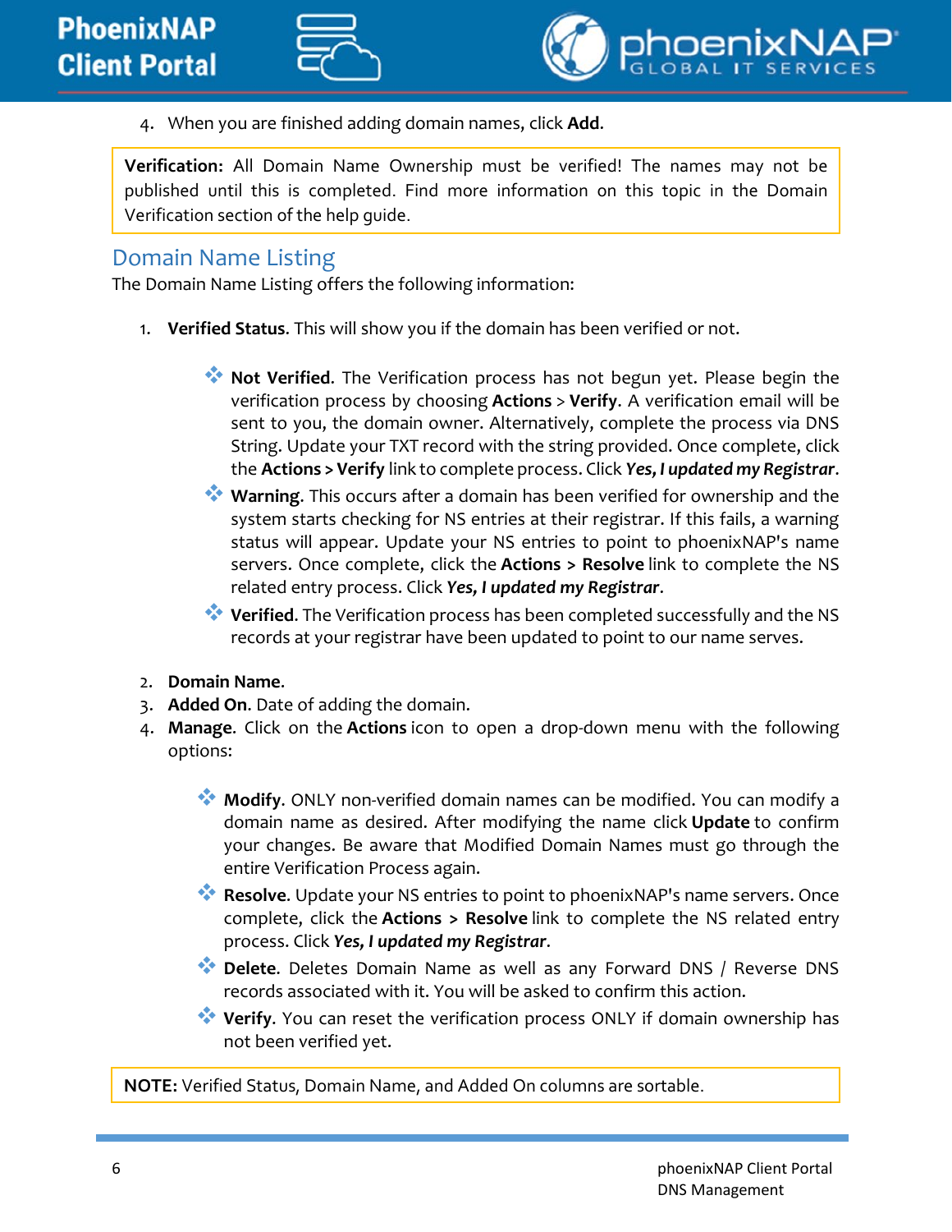4. When you are finished adding domain names, click **Add**.

> **Verification:** All Domain Name Ownership must be verified! The names may not be published until this is completed. Find more information on this topic in the Domain Verification section of the help guide.

## Domain Name Listing

The Domain Name Listing offers the following information:

1. **Verified Status**. This will show you if the domain has been verified or not.

    - **Not Verified**. The Verification process has not begun yet. Please begin the verification process by choosing **Actions** > **Verify**. A verification email will be sent to you, the domain owner. Alternatively, complete the process via DNS String. Update your TXT record with the string provided. Once complete, click the **Actions > Verify** link to complete process. Click ***Yes, I updated my Registrar***.
    - **Warning**. This occurs after a domain has been verified for ownership and the system starts checking for NS entries at their registrar. If this fails, a warning status will appear. Update your NS entries to point to phoenixNAP's name servers. Once complete, click the **Actions > Resolve** link to complete the NS related entry process. Click ***Yes, I updated my Registrar***.
    - **Verified**. The Verification process has been completed successfully and the NS records at your registrar have been updated to point to our name serves.

2. **Domain Name**.
3. **Added On**. Date of adding the domain.
4. **Manage**. Click on the **Actions** icon to open a drop-down menu with the following options:

    - **Modify**. ONLY non-verified domain names can be modified. You can modify a domain name as desired. After modifying the name click **Update** to confirm your changes. Be aware that Modified Domain Names must go through the entire Verification Process again.
    - **Resolve**. Update your NS entries to point to phoenixNAP's name servers. Once complete, click the **Actions > Resolve** link to complete the NS related entry process. Click ***Yes, I updated my Registrar***.
    - **Delete**. Deletes Domain Name as well as any Forward DNS / Reverse DNS records associated with it. You will be asked to confirm this action.
    - **Verify**. You can reset the verification process ONLY if domain ownership has not been verified yet.

> **NOTE:** Verified Status, Domain Name, and Added On columns are sortable.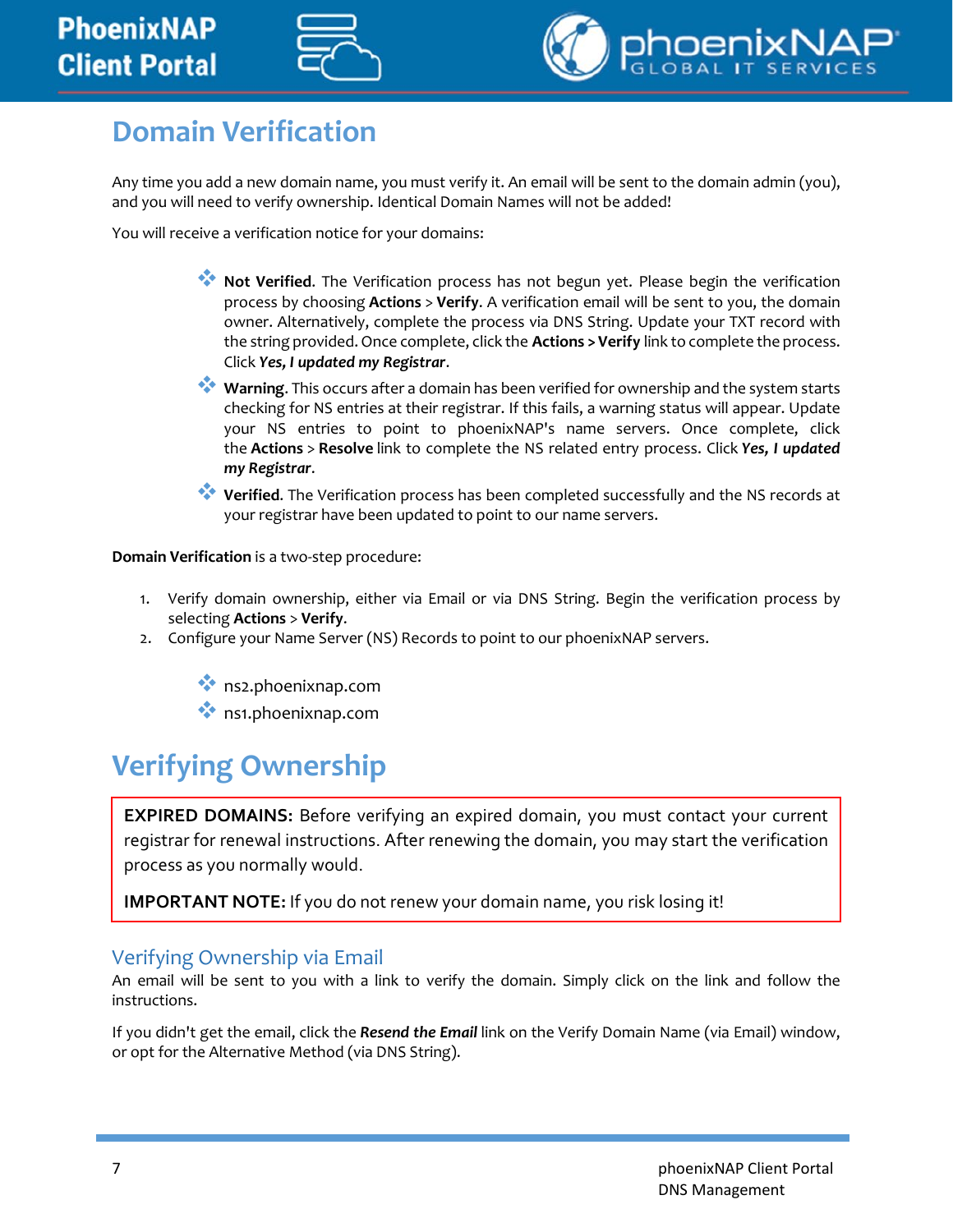# Domain Verification

Any time you add a new domain name, you must verify it. An email will be sent to the domain admin (you), and you will need to verify ownership. Identical Domain Names will not be added!

You will receive a verification notice for your domains:

- **Not Verified**. The Verification process has not begun yet. Please begin the verification process by choosing **Actions** > **Verify**. A verification email will be sent to you, the domain owner. Alternatively, complete the process via DNS String. Update your TXT record with the string provided. Once complete, click the **Actions > Verify** link to complete the process. Click ***Yes, I updated my Registrar***.
- **Warning**. This occurs after a domain has been verified for ownership and the system starts checking for NS entries at their registrar. If this fails, a warning status will appear. Update your NS entries to point to phoenixNAP's name servers. Once complete, click the **Actions** > **Resolve** link to complete the NS related entry process. Click ***Yes, I updated my Registrar***.
- **Verified**. The Verification process has been completed successfully and the NS records at your registrar have been updated to point to our name servers.

**Domain Verification** is a two-step procedure:

1. Verify domain ownership, either via Email or via DNS String. Begin the verification process by selecting **Actions** > **Verify**.
2. Configure your Name Server (NS) Records to point to our phoenixNAP servers.

- ns2.phoenixnap.com
- ns1.phoenixnap.com

# Verifying Ownership

**EXPIRED DOMAINS:** Before verifying an expired domain, you must contact your current registrar for renewal instructions. After renewing the domain, you may start the verification process as you normally would.

**IMPORTANT NOTE:** If you do not renew your domain name, you risk losing it!

## Verifying Ownership via Email

An email will be sent to you with a link to verify the domain. Simply click on the link and follow the instructions.

If you didn't get the email, click the ***Resend the Email*** link on the Verify Domain Name (via Email) window, or opt for the Alternative Method (via DNS String).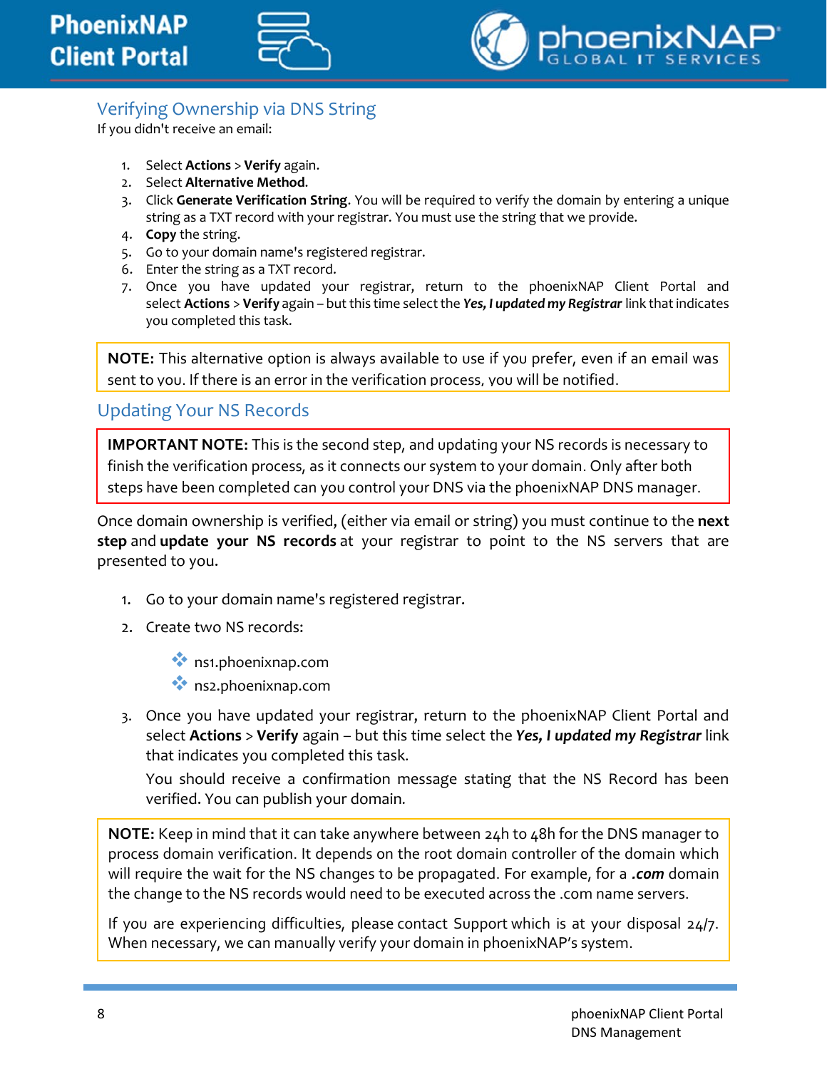## Verifying Ownership via DNS String

If you didn't receive an email:

1. Select **Actions** > **Verify** again.
2. Select **Alternative Method**.
3. Click **Generate Verification String**. You will be required to verify the domain by entering a unique string as a TXT record with your registrar. You must use the string that we provide.
4. **Copy** the string.
5. Go to your domain name's registered registrar.
6. Enter the string as a TXT record.
7. Once you have updated your registrar, return to the phoenixNAP Client Portal and select **Actions** > **Verify** again – but this time select the ***Yes, I updated my Registrar*** link that indicates you completed this task.

> **NOTE:** This alternative option is always available to use if you prefer, even if an email was sent to you. If there is an error in the verification process, you will be notified.

## Updating Your NS Records

> **IMPORTANT NOTE:** This is the second step, and updating your NS records is necessary to finish the verification process, as it connects our system to your domain. Only after both steps have been completed can you control your DNS via the phoenixNAP DNS manager.

Once domain ownership is verified, (either via email or string) you must continue to the **next step** and **update your NS records** at your registrar to point to the NS servers that are presented to you.

1. Go to your domain name's registered registrar.
2. Create two NS records:
   - ns1.phoenixnap.com
   - ns2.phoenixnap.com
3. Once you have updated your registrar, return to the phoenixNAP Client Portal and select **Actions** > **Verify** again – but this time select the ***Yes, I updated my Registrar*** link that indicates you completed this task.

   You should receive a confirmation message stating that the NS Record has been verified. You can publish your domain.

> **NOTE:** Keep in mind that it can take anywhere between 24h to 48h for the DNS manager to process domain verification. It depends on the root domain controller of the domain which will require the wait for the NS changes to be propagated. For example, for a ***.com*** domain the change to the NS records would need to be executed across the .com name servers.
>
> If you are experiencing difficulties, please contact Support which is at your disposal 24/7. When necessary, we can manually verify your domain in phoenixNAP's system.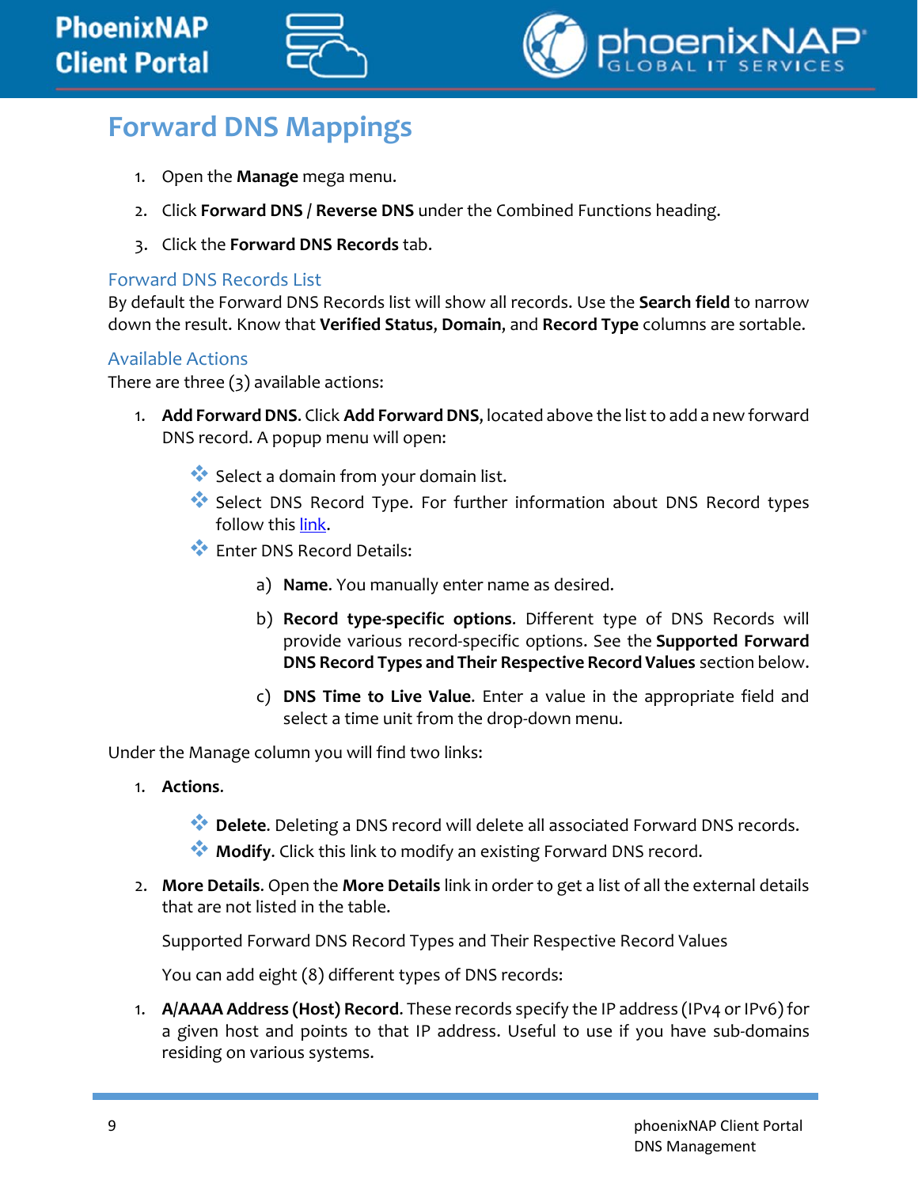## Forward DNS Mappings

1. Open the **Manage** mega menu.
2. Click **Forward DNS** / **Reverse DNS** under the Combined Functions heading.
3. Click the **Forward DNS Records** tab.

### Forward DNS Records List

By default the Forward DNS Records list will show all records. Use the **Search field** to narrow down the result. Know that **Verified Status**, **Domain**, and **Record Type** columns are sortable.

### Available Actions

There are three (3) available actions:

1. **Add Forward DNS**. Click **Add Forward DNS**, located above the list to add a new forward DNS record. A popup menu will open:
   - Select a domain from your domain list.
   - Select DNS Record Type. For further information about DNS Record types follow this [link]().
   - Enter DNS Record Details:
     a) **Name**. You manually enter name as desired.
     b) **Record type-specific options**. Different type of DNS Records will provide various record-specific options. See the **Supported Forward DNS Record Types and Their Respective Record Values** section below.
     c) **DNS Time to Live Value**. Enter a value in the appropriate field and select a time unit from the drop-down menu.

Under the Manage column you will find two links:

1. **Actions**.
   - **Delete**. Deleting a DNS record will delete all associated Forward DNS records.
   - **Modify**. Click this link to modify an existing Forward DNS record.
2. **More Details**. Open the **More Details** link in order to get a list of all the external details that are not listed in the table.

   Supported Forward DNS Record Types and Their Respective Record Values

   You can add eight (8) different types of DNS records:

1. **A/AAAA Address (Host) Record**. These records specify the IP address (IPv4 or IPv6) for a given host and points to that IP address. Useful to use if you have sub-domains residing on various systems.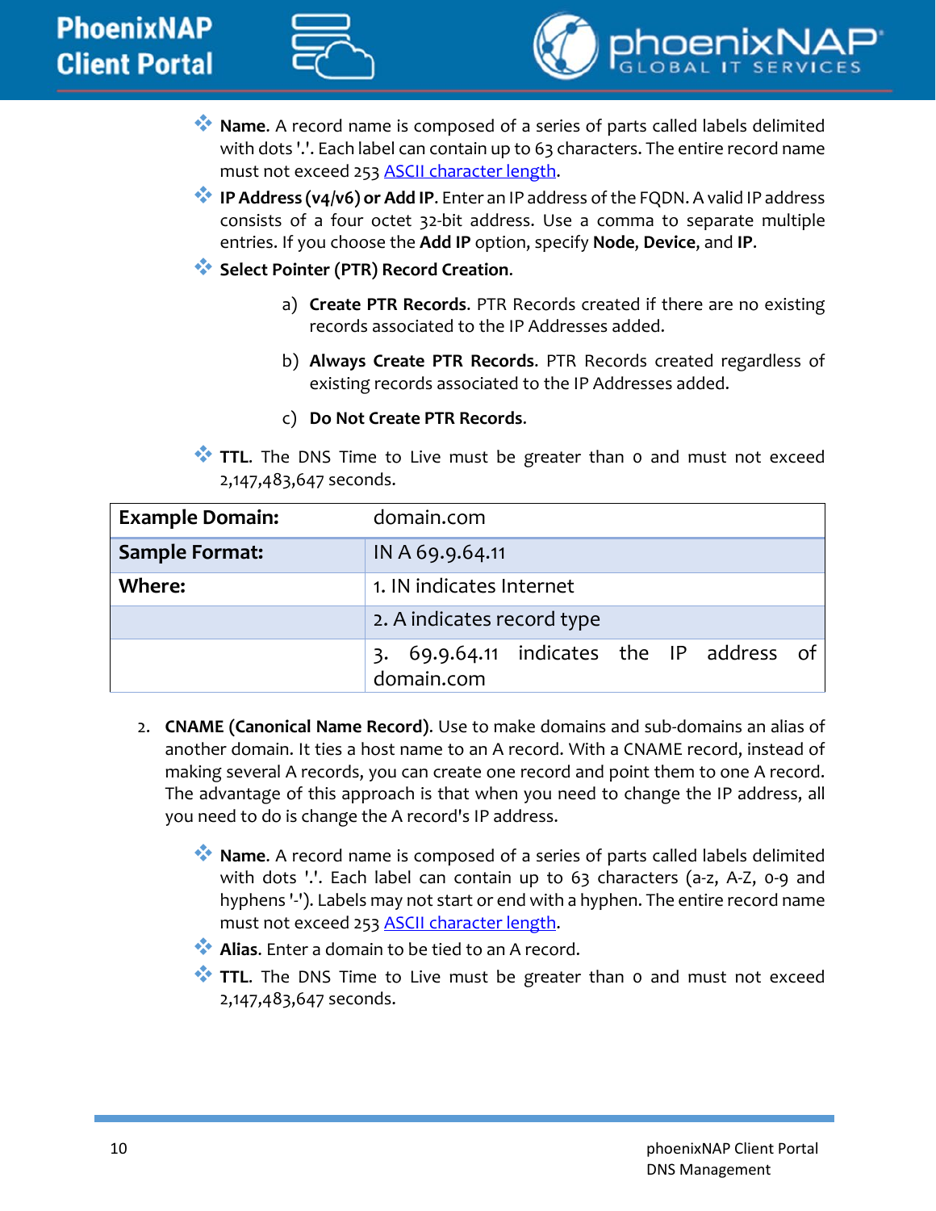- **Name**. A record name is composed of a series of parts called labels delimited with dots '.'. Each label can contain up to 63 characters. The entire record name must not exceed 253 [ASCII character length](#).
- **IP Address (v4/v6) or Add IP**. Enter an IP address of the FQDN. A valid IP address consists of a four octet 32-bit address. Use a comma to separate multiple entries. If you choose the **Add IP** option, specify **Node**, **Device**, and **IP**.
- **Select Pointer (PTR) Record Creation**.

  a) **Create PTR Records**. PTR Records created if there are no existing records associated to the IP Addresses added.

  b) **Always Create PTR Records**. PTR Records created regardless of existing records associated to the IP Addresses added.

  c) **Do Not Create PTR Records**.

- **TTL**. The DNS Time to Live must be greater than 0 and must not exceed 2,147,483,647 seconds.

| **Example Domain:** | domain.com |
|---|---|
| **Sample Format:** | IN A 69.9.64.11 |
| **Where:** | 1. IN indicates Internet |
| | 2. A indicates record type |
| | 3. 69.9.64.11 indicates the IP address of domain.com |

2. **CNAME (Canonical Name Record)**. Use to make domains and sub-domains an alias of another domain. It ties a host name to an A record. With a CNAME record, instead of making several A records, you can create one record and point them to one A record. The advantage of this approach is that when you need to change the IP address, all you need to do is change the A record's IP address.

   - **Name**. A record name is composed of a series of parts called labels delimited with dots '.'. Each label can contain up to 63 characters (a-z, A-Z, 0-9 and hyphens '-'). Labels may not start or end with a hyphen. The entire record name must not exceed 253 [ASCII character length](#).
   - **Alias**. Enter a domain to be tied to an A record.
   - **TTL**. The DNS Time to Live must be greater than 0 and must not exceed 2,147,483,647 seconds.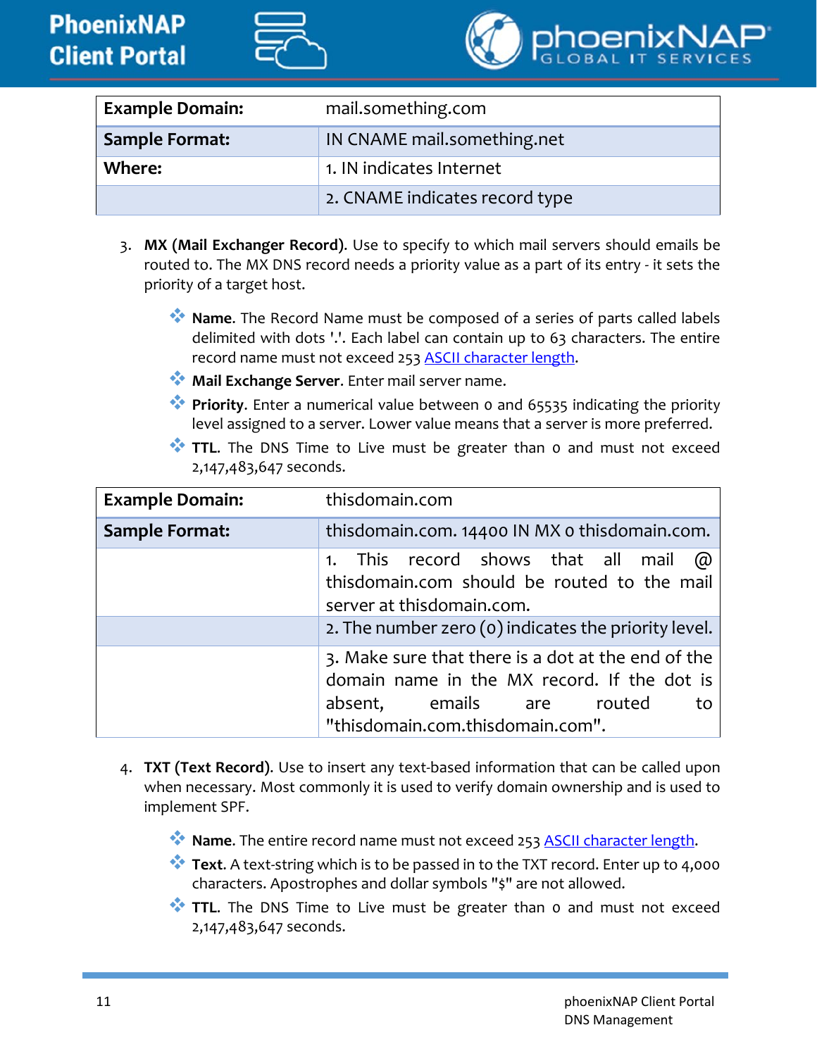| Example Domain: | mail.something.com |
| --- | --- |
| Sample Format: | IN CNAME mail.something.net |
| Where: | 1. IN indicates Internet |
| | 2. CNAME indicates record type |

3. **MX (Mail Exchanger Record)**. Use to specify to which mail servers should emails be routed to. The MX DNS record needs a priority value as a part of its entry - it sets the priority of a target host.

   - **Name**. The Record Name must be composed of a series of parts called labels delimited with dots '.'. Each label can contain up to 63 characters. The entire record name must not exceed 253 ASCII character length.
   - **Mail Exchange Server**. Enter mail server name.
   - **Priority**. Enter a numerical value between 0 and 65535 indicating the priority level assigned to a server. Lower value means that a server is more preferred.
   - **TTL**. The DNS Time to Live must be greater than 0 and must not exceed 2,147,483,647 seconds.

| Example Domain: | thisdomain.com |
| --- | --- |
| Sample Format: | thisdomain.com. 14400 IN MX 0 thisdomain.com. |
| | 1. This record shows that all mail @ thisdomain.com should be routed to the mail server at thisdomain.com. |
| | 2. The number zero (0) indicates the priority level. |
| | 3. Make sure that there is a dot at the end of the domain name in the MX record. If the dot is absent, emails are routed to "thisdomain.com.thisdomain.com". |

4. **TXT (Text Record)**. Use to insert any text-based information that can be called upon when necessary. Most commonly it is used to verify domain ownership and is used to implement SPF.

   - **Name**. The entire record name must not exceed 253 ASCII character length.
   - **Text**. A text-string which is to be passed in to the TXT record. Enter up to 4,000 characters. Apostrophes and dollar symbols "$" are not allowed.
   - **TTL**. The DNS Time to Live must be greater than 0 and must not exceed 2,147,483,647 seconds.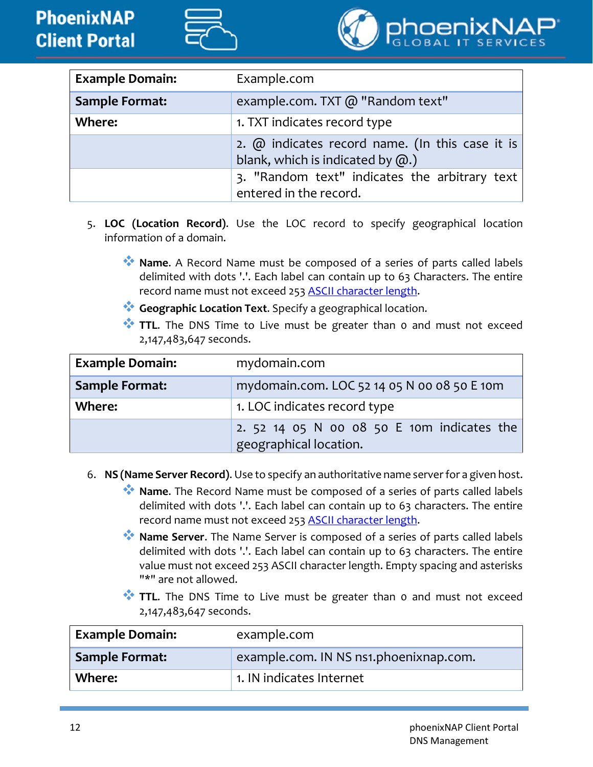| Example Domain: | Example.com |
| --- | --- |
| Sample Format: | example.com. TXT @ "Random text" |
| Where: | 1. TXT indicates record type |
| | 2. @ indicates record name. (In this case it is blank, which is indicated by @.) |
| | 3. "Random text" indicates the arbitrary text entered in the record. |

5. **LOC (Location Record)**. Use the LOC record to specify geographical location information of a domain.

   - **Name**. A Record Name must be composed of a series of parts called labels delimited with dots '.'. Each label can contain up to 63 Characters. The entire record name must not exceed 253 ASCII character length.
   - **Geographic Location Text**. Specify a geographical location.
   - **TTL**. The DNS Time to Live must be greater than 0 and must not exceed 2,147,483,647 seconds.

| Example Domain: | mydomain.com |
| --- | --- |
| Sample Format: | mydomain.com. LOC 52 14 05 N 00 08 50 E 10m |
| Where: | 1. LOC indicates record type |
| | 2. 52 14 05 N 00 08 50 E 10m indicates the geographical location. |

6. **NS (Name Server Record)**. Use to specify an authoritative name server for a given host.
   - **Name**. The Record Name must be composed of a series of parts called labels delimited with dots '.'. Each label can contain up to 63 characters. The entire record name must not exceed 253 ASCII character length.
   - **Name Server**. The Name Server is composed of a series of parts called labels delimited with dots '.'. Each label can contain up to 63 characters. The entire value must not exceed 253 ASCII character length. Empty spacing and asterisks "*" are not allowed.
   - **TTL**. The DNS Time to Live must be greater than 0 and must not exceed 2,147,483,647 seconds.

| Example Domain: | example.com |
| --- | --- |
| Sample Format: | example.com. IN NS ns1.phoenixnap.com. |
| Where: | 1. IN indicates Internet |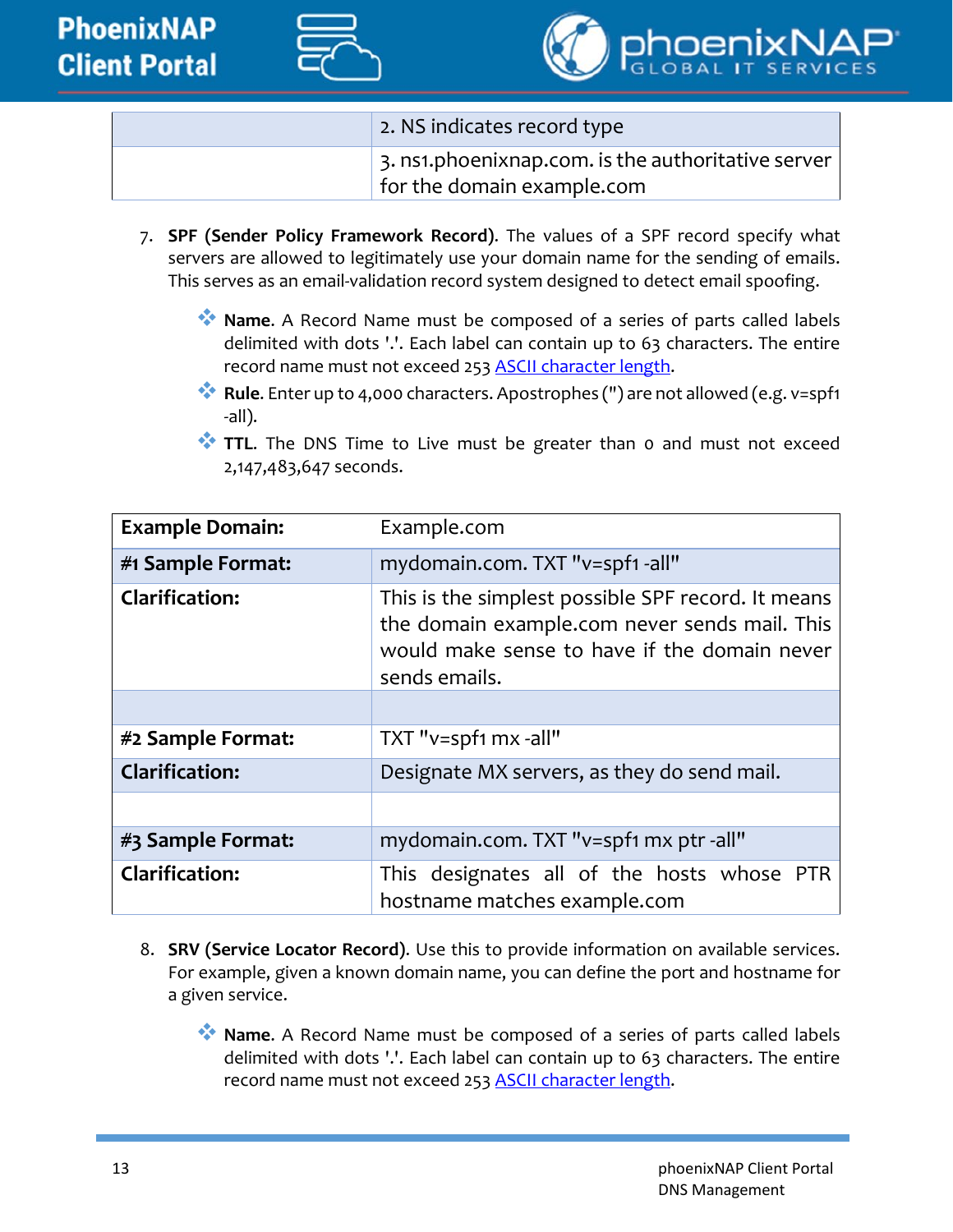| | |
|---|---|
| | 2. NS indicates record type |
| | 3. ns1.phoenixnap.com. is the authoritative server for the domain example.com |

7. **SPF (Sender Policy Framework Record)**. The values of a SPF record specify what servers are allowed to legitimately use your domain name for the sending of emails. This serves as an email-validation record system designed to detect email spoofing.

   - **Name**. A Record Name must be composed of a series of parts called labels delimited with dots '.'. Each label can contain up to 63 characters. The entire record name must not exceed 253 [ASCII character length](#).
   - **Rule**. Enter up to 4,000 characters. Apostrophes (") are not allowed (e.g. v=spf1 -all).
   - **TTL**. The DNS Time to Live must be greater than 0 and must not exceed 2,147,483,647 seconds.

| **Example Domain:** | Example.com |
|---|---|
| **#1 Sample Format:** | mydomain.com. TXT "v=spf1 -all" |
| **Clarification:** | This is the simplest possible SPF record. It means the domain example.com never sends mail. This would make sense to have if the domain never sends emails. |
| | |
| **#2 Sample Format:** | TXT "v=spf1 mx -all" |
| **Clarification:** | Designate MX servers, as they do send mail. |
| | |
| **#3 Sample Format:** | mydomain.com. TXT "v=spf1 mx ptr -all" |
| **Clarification:** | This designates all of the hosts whose PTR hostname matches example.com |

8. **SRV (Service Locator Record)**. Use this to provide information on available services. For example, given a known domain name, you can define the port and hostname for a given service.

   - **Name**. A Record Name must be composed of a series of parts called labels delimited with dots '.'. Each label can contain up to 63 characters. The entire record name must not exceed 253 [ASCII character length](#).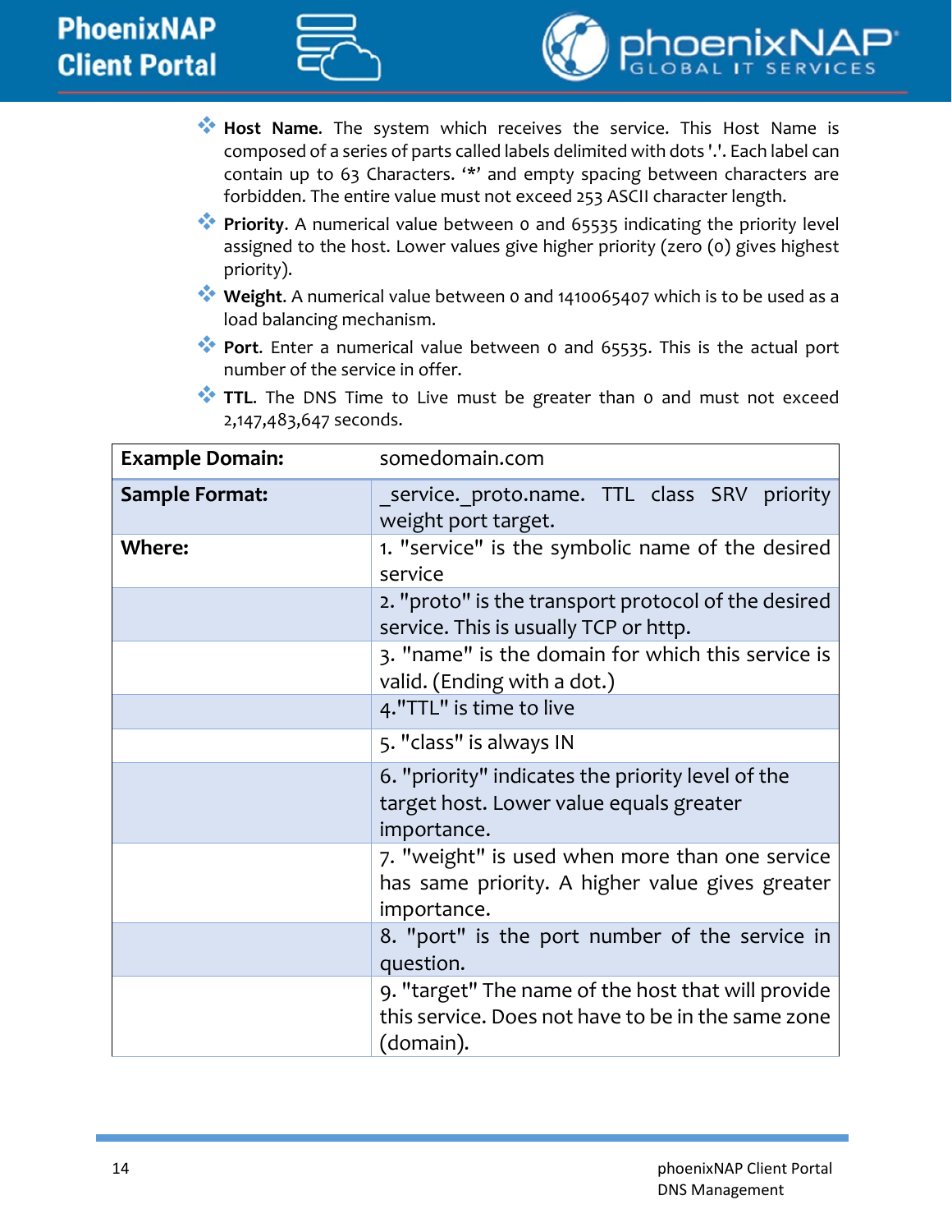- **Host Name**. The system which receives the service. This Host Name is composed of a series of parts called labels delimited with dots '.'. Each label can contain up to 63 Characters. '*' and empty spacing between characters are forbidden. The entire value must not exceed 253 ASCII character length.
- **Priority**. A numerical value between 0 and 65535 indicating the priority level assigned to the host. Lower values give higher priority (zero (0) gives highest priority).
- **Weight**. A numerical value between 0 and 1410065407 which is to be used as a load balancing mechanism.
- **Port**. Enter a numerical value between 0 and 65535. This is the actual port number of the service in offer.
- **TTL**. The DNS Time to Live must be greater than 0 and must not exceed 2,147,483,647 seconds.

| **Example Domain:** | somedomain.com |
|---|---|
| **Sample Format:** | _service._proto.name. TTL class SRV priority weight port target. |
| **Where:** | 1. "service" is the symbolic name of the desired service |
| | 2. "proto" is the transport protocol of the desired service. This is usually TCP or http. |
| | 3. "name" is the domain for which this service is valid. (Ending with a dot.) |
| | 4."TTL" is time to live |
| | 5. "class" is always IN |
| | 6. "priority" indicates the priority level of the target host. Lower value equals greater importance. |
| | 7. "weight" is used when more than one service has same priority. A higher value gives greater importance. |
| | 8. "port" is the port number of the service in question. |
| | 9. "target" The name of the host that will provide this service. Does not have to be in the same zone (domain). |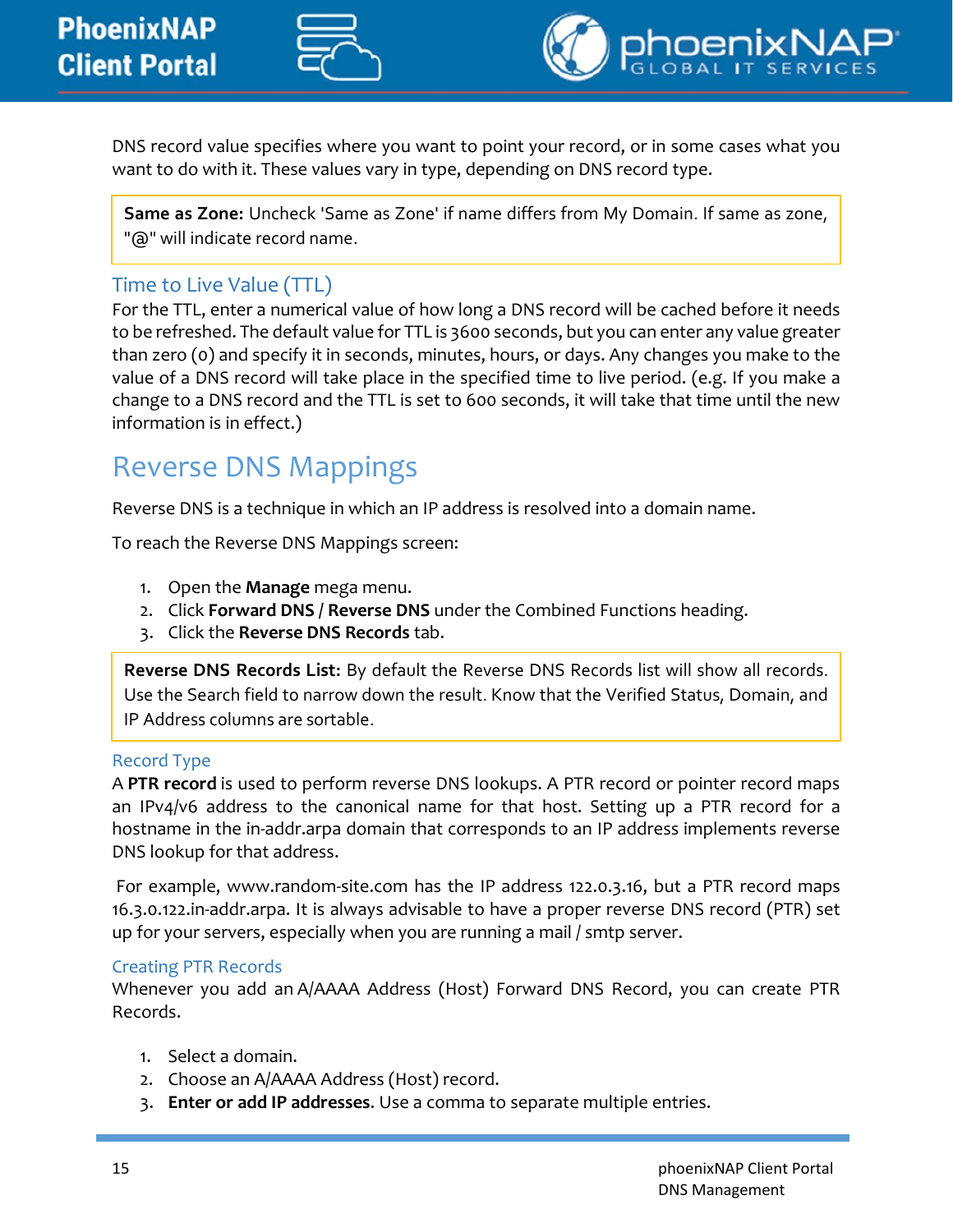DNS record value specifies where you want to point your record, or in some cases what you want to do with it. These values vary in type, depending on DNS record type.

> **Same as Zone:** Uncheck 'Same as Zone' if name differs from My Domain. If same as zone, "@" will indicate record name.

### Time to Live Value (TTL)

For the TTL, enter a numerical value of how long a DNS record will be cached before it needs to be refreshed. The default value for TTL is 3600 seconds, but you can enter any value greater than zero (0) and specify it in seconds, minutes, hours, or days. Any changes you make to the value of a DNS record will take place in the specified time to live period. (e.g. If you make a change to a DNS record and the TTL is set to 600 seconds, it will take that time until the new information is in effect.)

## Reverse DNS Mappings

Reverse DNS is a technique in which an IP address is resolved into a domain name.

To reach the Reverse DNS Mappings screen:

1. Open the **Manage** mega menu.
2. Click **Forward DNS / Reverse DNS** under the Combined Functions heading.
3. Click the **Reverse DNS Records** tab.

> **Reverse DNS Records List:** By default the Reverse DNS Records list will show all records. Use the Search field to narrow down the result. Know that the Verified Status, Domain, and IP Address columns are sortable.

### Record Type

A **PTR record** is used to perform reverse DNS lookups. A PTR record or pointer record maps an IPv4/v6 address to the canonical name for that host. Setting up a PTR record for a hostname in the in-addr.arpa domain that corresponds to an IP address implements reverse DNS lookup for that address.

For example, www.random-site.com has the IP address 122.0.3.16, but a PTR record maps 16.3.0.122.in-addr.arpa. It is always advisable to have a proper reverse DNS record (PTR) set up for your servers, especially when you are running a mail / smtp server.

### Creating PTR Records

Whenever you add an A/AAAA Address (Host) Forward DNS Record, you can create PTR Records.

1. Select a domain.
2. Choose an A/AAAA Address (Host) record.
3. **Enter or add IP addresses**. Use a comma to separate multiple entries.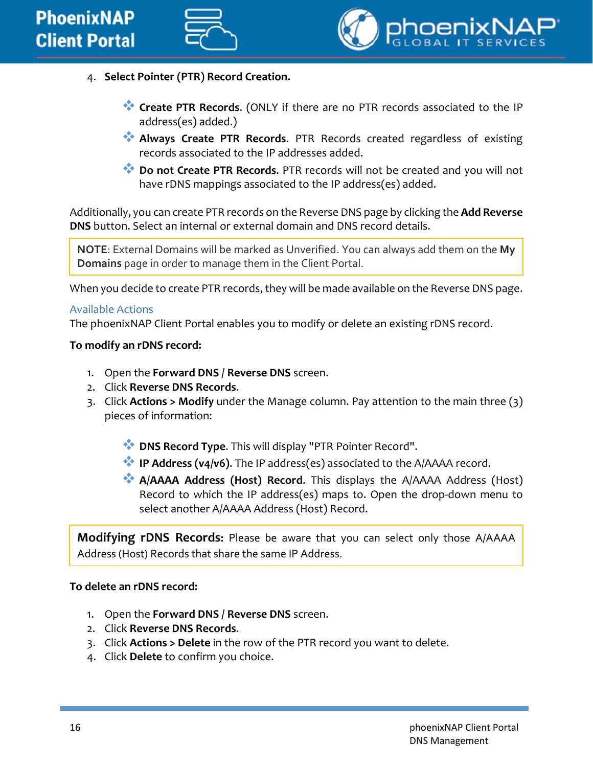4. **Select Pointer (PTR) Record Creation.**

    - **Create PTR Records**. (ONLY if there are no PTR records associated to the IP address(es) added.)
    - **Always Create PTR Records**. PTR Records created regardless of existing records associated to the IP addresses added.
    - **Do not Create PTR Records**. PTR records will not be created and you will not have rDNS mappings associated to the IP address(es) added.

Additionally, you can create PTR records on the Reverse DNS page by clicking the **Add Reverse DNS** button. Select an internal or external domain and DNS record details.

> **NOTE**: External Domains will be marked as Unverified. You can always add them on the **My Domains** page in order to manage them in the Client Portal.

When you decide to create PTR records, they will be made available on the Reverse DNS page.

## Available Actions

The phoenixNAP Client Portal enables you to modify or delete an existing rDNS record.

**To modify an rDNS record:**

1. Open the **Forward DNS** / **Reverse DNS** screen.
2. Click **Reverse DNS Records**.
3. Click **Actions > Modify** under the Manage column. Pay attention to the main three (3) pieces of information:

    - **DNS Record Type**. This will display "PTR Pointer Record".
    - **IP Address (v4/v6)**. The IP address(es) associated to the A/AAAA record.
    - **A/AAAA Address (Host) Record**. This displays the A/AAAA Address (Host) Record to which the IP address(es) maps to. Open the drop-down menu to select another A/AAAA Address (Host) Record.

> **Modifying rDNS Records:** Please be aware that you can select only those A/AAAA Address (Host) Records that share the same IP Address.

**To delete an rDNS record:**

1. Open the **Forward DNS** / **Reverse DNS** screen.
2. Click **Reverse DNS Records**.
3. Click **Actions > Delete** in the row of the PTR record you want to delete.
4. Click **Delete** to confirm you choice.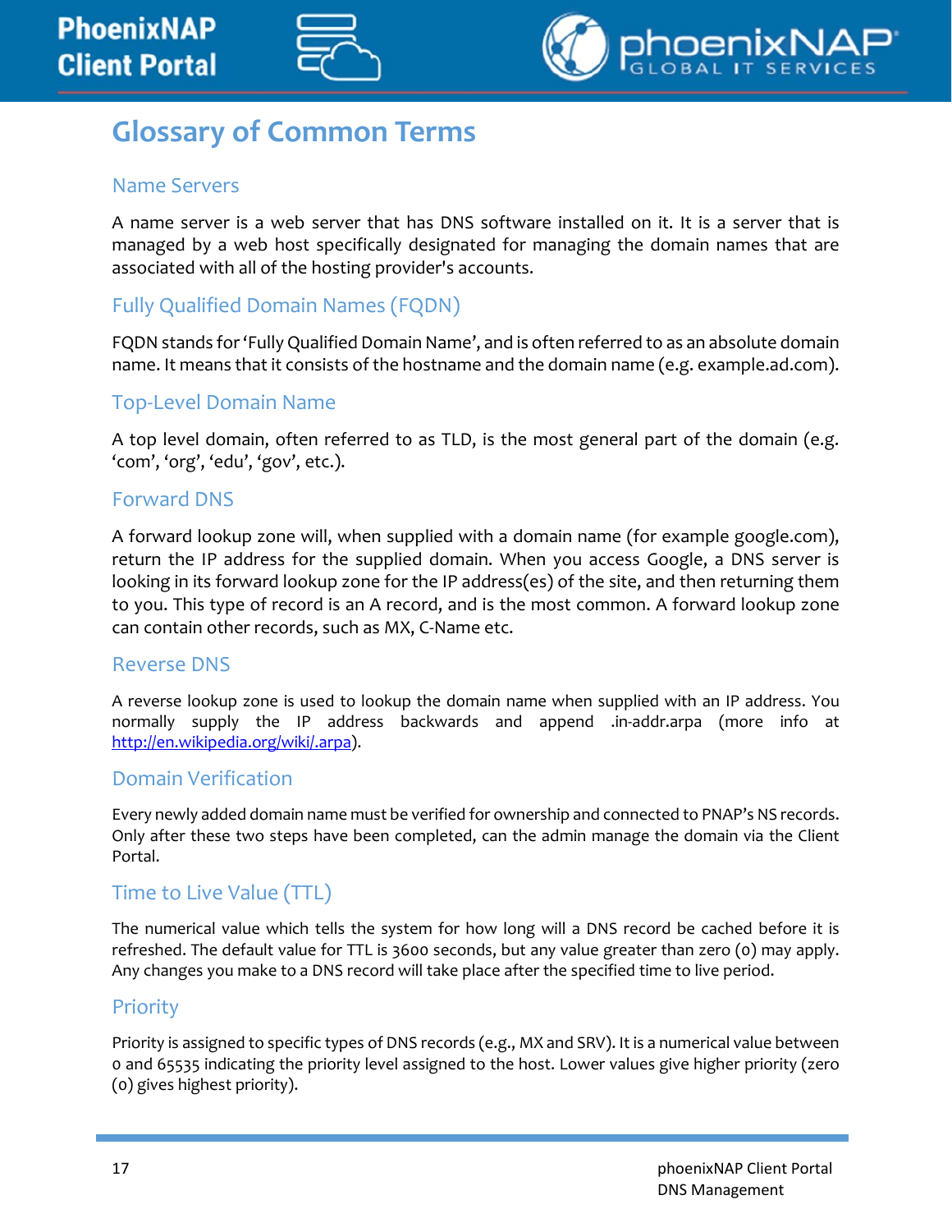# Glossary of Common Terms

## Name Servers

A name server is a web server that has DNS software installed on it. It is a server that is managed by a web host specifically designated for managing the domain names that are associated with all of the hosting provider's accounts.

## Fully Qualified Domain Names (FQDN)

FQDN stands for 'Fully Qualified Domain Name', and is often referred to as an absolute domain name. It means that it consists of the hostname and the domain name (e.g. example.ad.com).

## Top-Level Domain Name

A top level domain, often referred to as TLD, is the most general part of the domain (e.g. 'com', 'org', 'edu', 'gov', etc.).

## Forward DNS

A forward lookup zone will, when supplied with a domain name (for example google.com), return the IP address for the supplied domain. When you access Google, a DNS server is looking in its forward lookup zone for the IP address(es) of the site, and then returning them to you. This type of record is an A record, and is the most common. A forward lookup zone can contain other records, such as MX, C-Name etc.

## Reverse DNS

A reverse lookup zone is used to lookup the domain name when supplied with an IP address. You normally supply the IP address backwards and append .in-addr.arpa (more info at [http://en.wikipedia.org/wiki/.arpa](http://en.wikipedia.org/wiki/.arpa)).

## Domain Verification

Every newly added domain name must be verified for ownership and connected to PNAP's NS records. Only after these two steps have been completed, can the admin manage the domain via the Client Portal.

## Time to Live Value (TTL)

The numerical value which tells the system for how long will a DNS record be cached before it is refreshed. The default value for TTL is 3600 seconds, but any value greater than zero (0) may apply. Any changes you make to a DNS record will take place after the specified time to live period.

## Priority

Priority is assigned to specific types of DNS records (e.g., MX and SRV). It is a numerical value between 0 and 65535 indicating the priority level assigned to the host. Lower values give higher priority (zero (0) gives highest priority).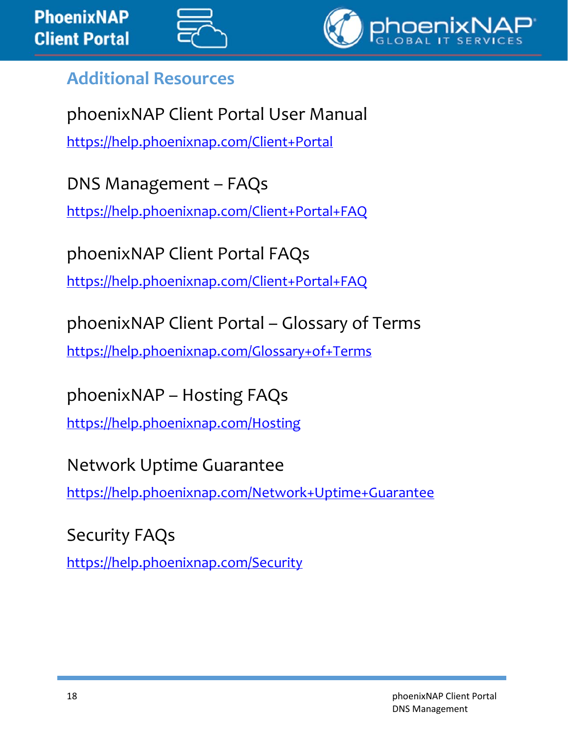## Additional Resources

### phoenixNAP Client Portal User Manual

https://help.phoenixnap.com/Client+Portal

### DNS Management – FAQs

https://help.phoenixnap.com/Client+Portal+FAQ

### phoenixNAP Client Portal FAQs

https://help.phoenixnap.com/Client+Portal+FAQ

### phoenixNAP Client Portal – Glossary of Terms

https://help.phoenixnap.com/Glossary+of+Terms

### phoenixNAP – Hosting FAQs

https://help.phoenixnap.com/Hosting

### Network Uptime Guarantee

https://help.phoenixnap.com/Network+Uptime+Guarantee

### Security FAQs

https://help.phoenixnap.com/Security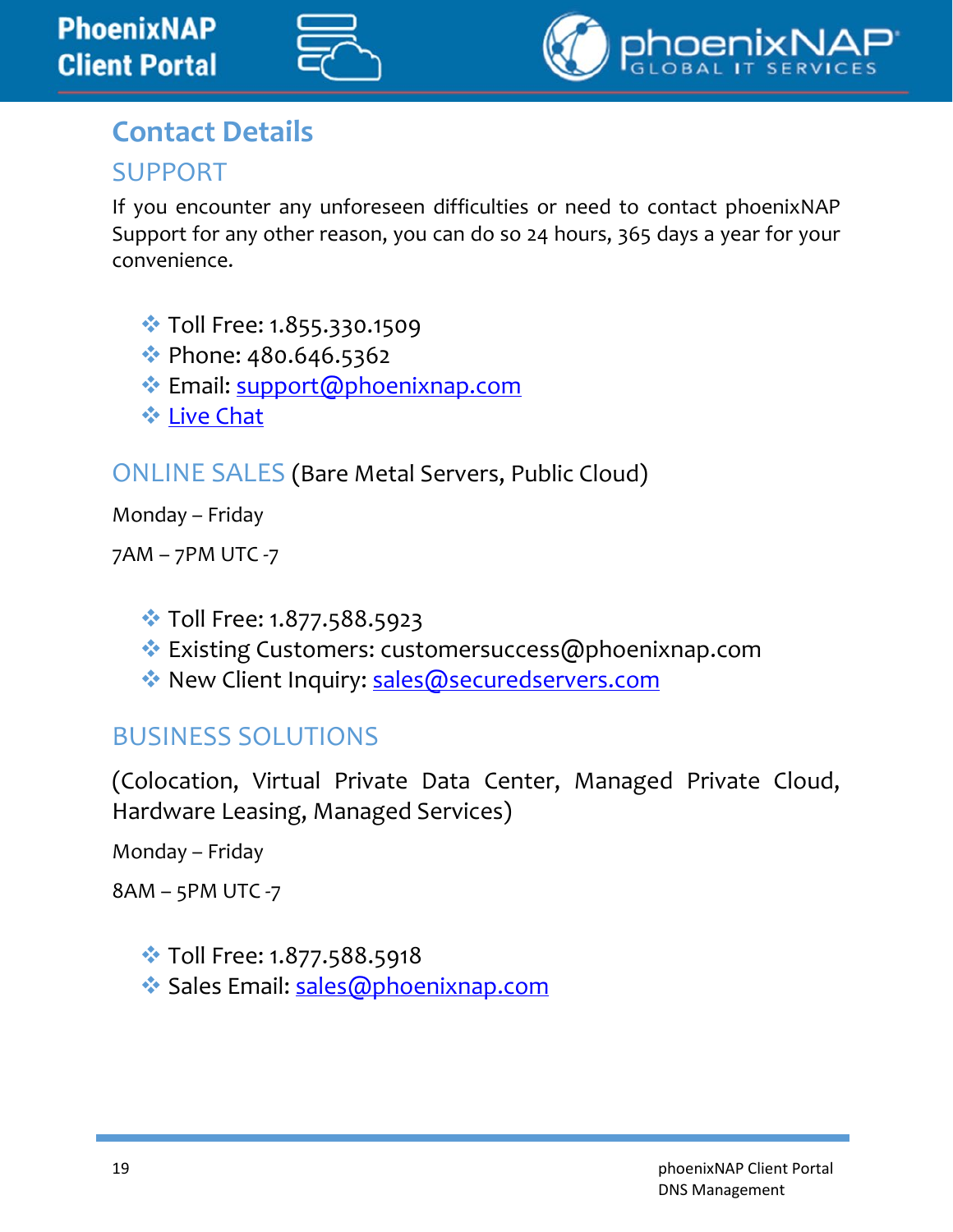# Contact Details

## SUPPORT

If you encounter any unforeseen difficulties or need to contact phoenixNAP Support for any other reason, you can do so 24 hours, 365 days a year for your convenience.

- Toll Free: 1.855.330.1509
- Phone: 480.646.5362
- Email: support@phoenixnap.com
- Live Chat

## ONLINE SALES (Bare Metal Servers, Public Cloud)

Monday – Friday

7AM – 7PM UTC -7

- Toll Free: 1.877.588.5923
- Existing Customers: customersuccess@phoenixnap.com
- New Client Inquiry: sales@securedservers.com

## BUSINESS SOLUTIONS

(Colocation, Virtual Private Data Center, Managed Private Cloud, Hardware Leasing, Managed Services)

Monday – Friday

8AM – 5PM UTC -7

- Toll Free: 1.877.588.5918
- Sales Email: sales@phoenixnap.com